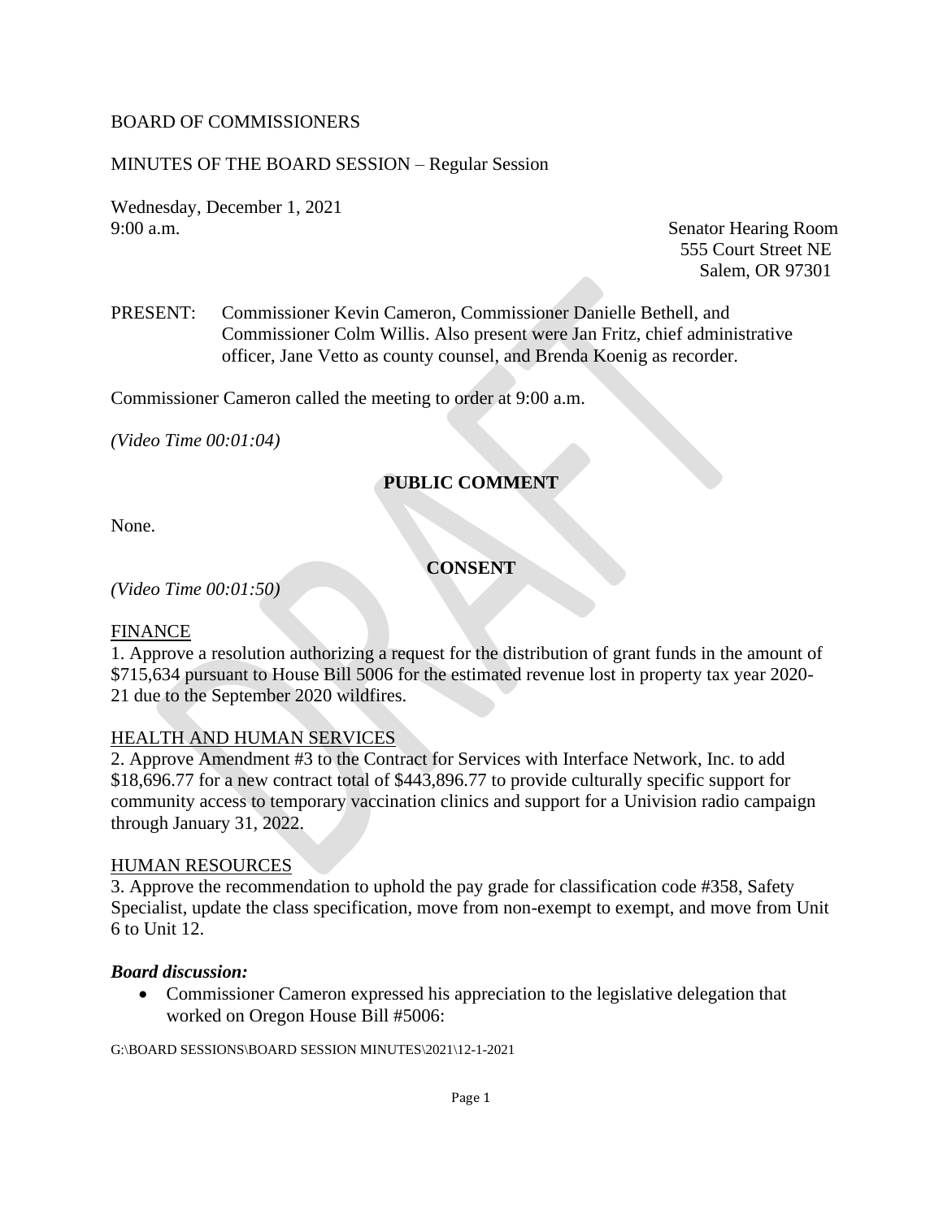BOARD OF COMMISSIONERS

MINUTES OF THE BOARD SESSION – Regular Session

Wednesday, December 1, 2021
9:00 a.m.

Senator Hearing Room
555 Court Street NE
Salem, OR 97301

PRESENT: Commissioner Kevin Cameron, Commissioner Danielle Bethell, and Commissioner Colm Willis. Also present were Jan Fritz, chief administrative officer, Jane Vetto as county counsel, and Brenda Koenig as recorder.

Commissioner Cameron called the meeting to order at 9:00 a.m.

*(Video Time 00:01:04)*

## PUBLIC COMMENT

None.

## CONSENT

*(Video Time 00:01:50)*

FINANCE

1. Approve a resolution authorizing a request for the distribution of grant funds in the amount of $715,634 pursuant to House Bill 5006 for the estimated revenue lost in property tax year 2020-21 due to the September 2020 wildfires.

HEALTH AND HUMAN SERVICES

2. Approve Amendment #3 to the Contract for Services with Interface Network, Inc. to add $18,696.77 for a new contract total of $443,896.77 to provide culturally specific support for community access to temporary vaccination clinics and support for a Univision radio campaign through January 31, 2022.

HUMAN RESOURCES

3. Approve the recommendation to uphold the pay grade for classification code #358, Safety Specialist, update the class specification, move from non-exempt to exempt, and move from Unit 6 to Unit 12.

***Board discussion:***

- Commissioner Cameron expressed his appreciation to the legislative delegation that worked on Oregon House Bill #5006:

G:\BOARD SESSIONS\BOARD SESSION MINUTES\2021\12-1-2021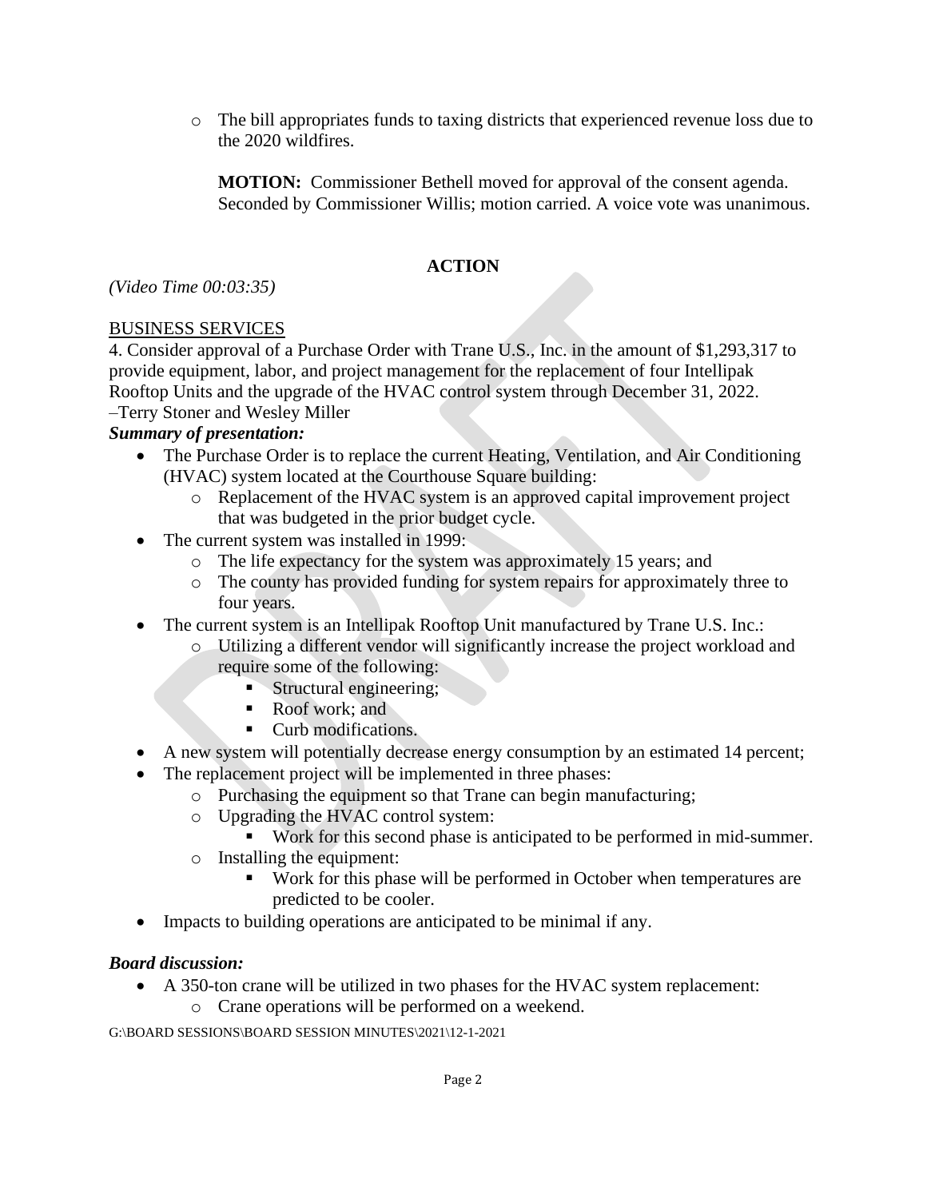- The bill appropriates funds to taxing districts that experienced revenue loss due to the 2020 wildfires.

**MOTION:** Commissioner Bethell moved for approval of the consent agenda. Seconded by Commissioner Willis; motion carried. A voice vote was unanimous.

## ACTION

*(Video Time 00:03:35)*

BUSINESS SERVICES

4. Consider approval of a Purchase Order with Trane U.S., Inc. in the amount of $1,293,317 to provide equipment, labor, and project management for the replacement of four Intellipak Rooftop Units and the upgrade of the HVAC control system through December 31, 2022. –Terry Stoner and Wesley Miller

***Summary of presentation:***

- The Purchase Order is to replace the current Heating, Ventilation, and Air Conditioning (HVAC) system located at the Courthouse Square building:
  - Replacement of the HVAC system is an approved capital improvement project that was budgeted in the prior budget cycle.
- The current system was installed in 1999:
  - The life expectancy for the system was approximately 15 years; and
  - The county has provided funding for system repairs for approximately three to four years.
- The current system is an Intellipak Rooftop Unit manufactured by Trane U.S. Inc.:
  - Utilizing a different vendor will significantly increase the project workload and require some of the following:
    - Structural engineering;
    - Roof work; and
    - Curb modifications.
- A new system will potentially decrease energy consumption by an estimated 14 percent;
- The replacement project will be implemented in three phases:
  - Purchasing the equipment so that Trane can begin manufacturing;
  - Upgrading the HVAC control system:
    - Work for this second phase is anticipated to be performed in mid-summer.
  - Installing the equipment:
    - Work for this phase will be performed in October when temperatures are predicted to be cooler.
- Impacts to building operations are anticipated to be minimal if any.

***Board discussion:***

- A 350-ton crane will be utilized in two phases for the HVAC system replacement:
  - Crane operations will be performed on a weekend.

G:\BOARD SESSIONS\BOARD SESSION MINUTES\2021\12-1-2021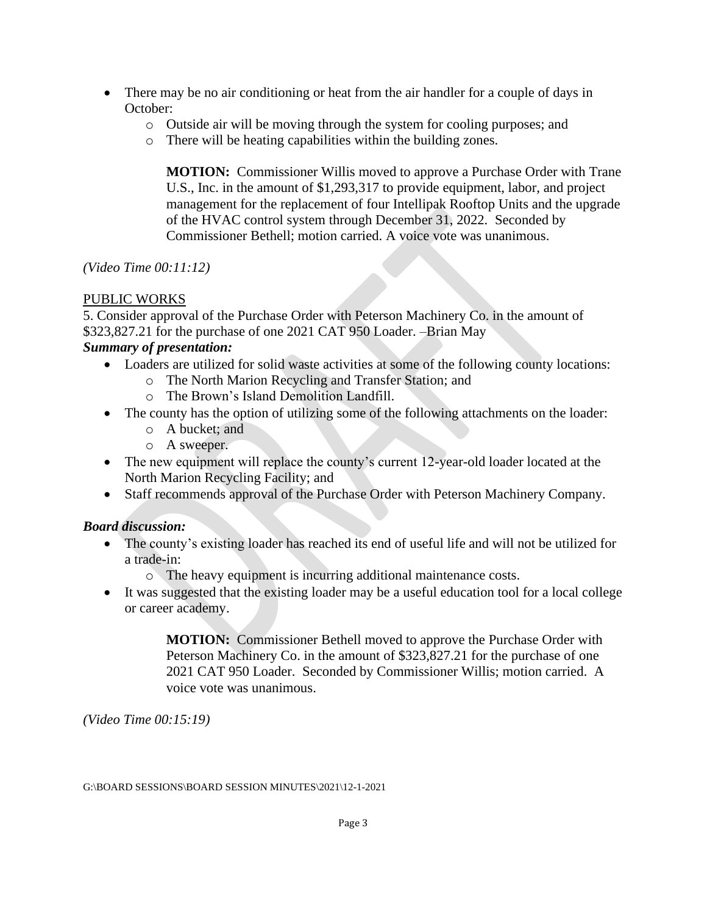- There may be no air conditioning or heat from the air handler for a couple of days in October:
  - Outside air will be moving through the system for cooling purposes; and
  - There will be heating capabilities within the building zones.

> **MOTION:** Commissioner Willis moved to approve a Purchase Order with Trane U.S., Inc. in the amount of $1,293,317 to provide equipment, labor, and project management for the replacement of four Intellipak Rooftop Units and the upgrade of the HVAC control system through December 31, 2022. Seconded by Commissioner Bethell; motion carried. A voice vote was unanimous.

*(Video Time 00:11:12)*

<u>PUBLIC WORKS</u>

5. Consider approval of the Purchase Order with Peterson Machinery Co. in the amount of $323,827.21 for the purchase of one 2021 CAT 950 Loader. –Brian May

***Summary of presentation:***

- Loaders are utilized for solid waste activities at some of the following county locations:
  - The North Marion Recycling and Transfer Station; and
  - The Brown's Island Demolition Landfill.
- The county has the option of utilizing some of the following attachments on the loader:
  - A bucket; and
  - A sweeper.
- The new equipment will replace the county's current 12-year-old loader located at the North Marion Recycling Facility; and
- Staff recommends approval of the Purchase Order with Peterson Machinery Company.

***Board discussion:***

- The county's existing loader has reached its end of useful life and will not be utilized for a trade-in:
  - The heavy equipment is incurring additional maintenance costs.
- It was suggested that the existing loader may be a useful education tool for a local college or career academy.

> **MOTION:** Commissioner Bethell moved to approve the Purchase Order with Peterson Machinery Co. in the amount of $323,827.21 for the purchase of one 2021 CAT 950 Loader. Seconded by Commissioner Willis; motion carried. A voice vote was unanimous.

*(Video Time 00:15:19)*

G:\BOARD SESSIONS\BOARD SESSION MINUTES\2021\12-1-2021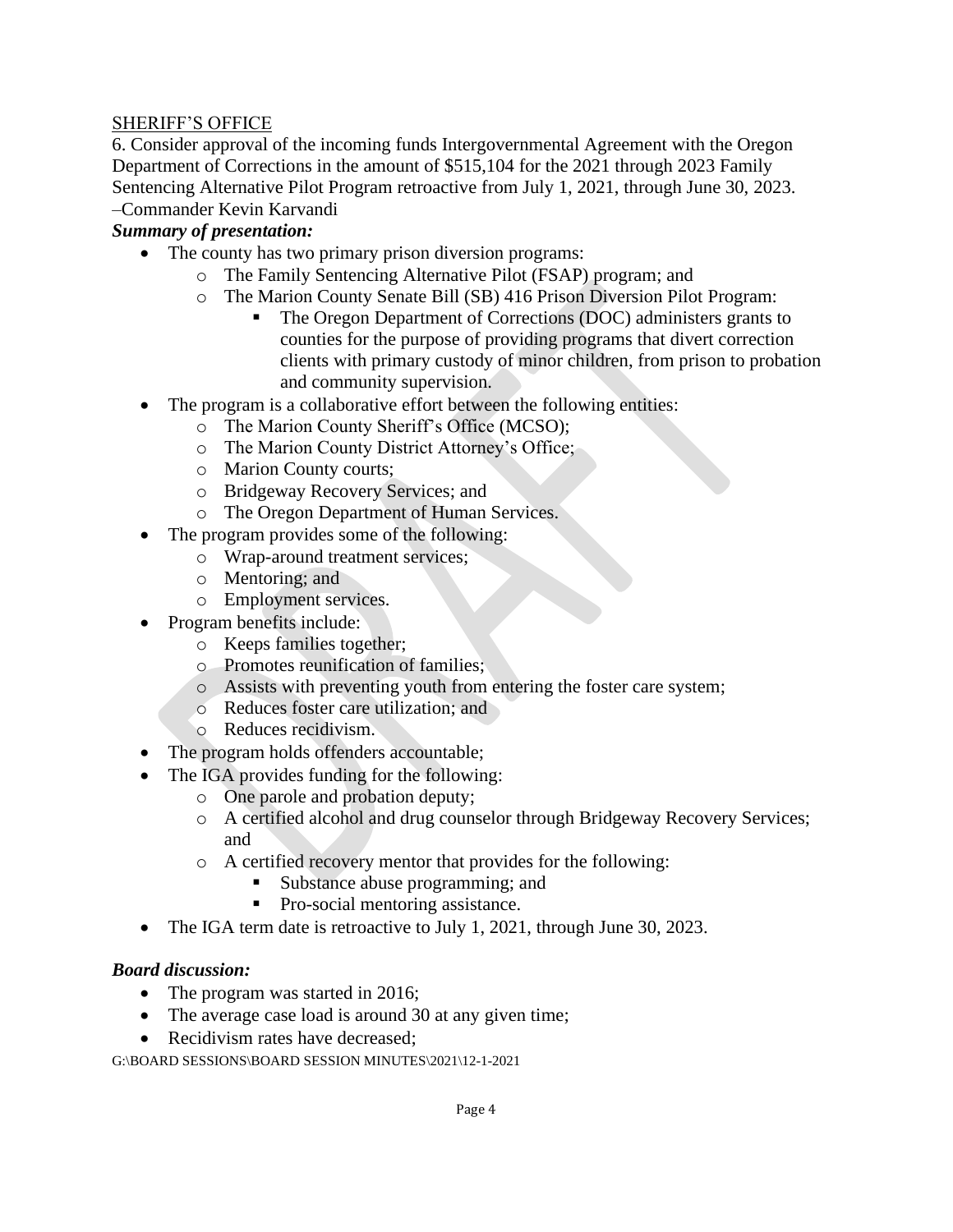SHERIFF'S OFFICE

6. Consider approval of the incoming funds Intergovernmental Agreement with the Oregon Department of Corrections in the amount of $515,104 for the 2021 through 2023 Family Sentencing Alternative Pilot Program retroactive from July 1, 2021, through June 30, 2023. –Commander Kevin Karvandi

***Summary of presentation:***

- The county has two primary prison diversion programs:
  - The Family Sentencing Alternative Pilot (FSAP) program; and
  - The Marion County Senate Bill (SB) 416 Prison Diversion Pilot Program:
    - The Oregon Department of Corrections (DOC) administers grants to counties for the purpose of providing programs that divert correction clients with primary custody of minor children, from prison to probation and community supervision.
- The program is a collaborative effort between the following entities:
  - The Marion County Sheriff's Office (MCSO);
  - The Marion County District Attorney's Office;
  - Marion County courts;
  - Bridgeway Recovery Services; and
  - The Oregon Department of Human Services.
- The program provides some of the following:
  - Wrap-around treatment services;
  - Mentoring; and
  - Employment services.
- Program benefits include:
  - Keeps families together;
  - Promotes reunification of families;
  - Assists with preventing youth from entering the foster care system;
  - Reduces foster care utilization; and
  - Reduces recidivism.
- The program holds offenders accountable;
- The IGA provides funding for the following:
  - One parole and probation deputy;
  - A certified alcohol and drug counselor through Bridgeway Recovery Services; and
  - A certified recovery mentor that provides for the following:
    - Substance abuse programming; and
    - Pro-social mentoring assistance.
- The IGA term date is retroactive to July 1, 2021, through June 30, 2023.

***Board discussion:***

- The program was started in 2016;
- The average case load is around 30 at any given time;
- Recidivism rates have decreased;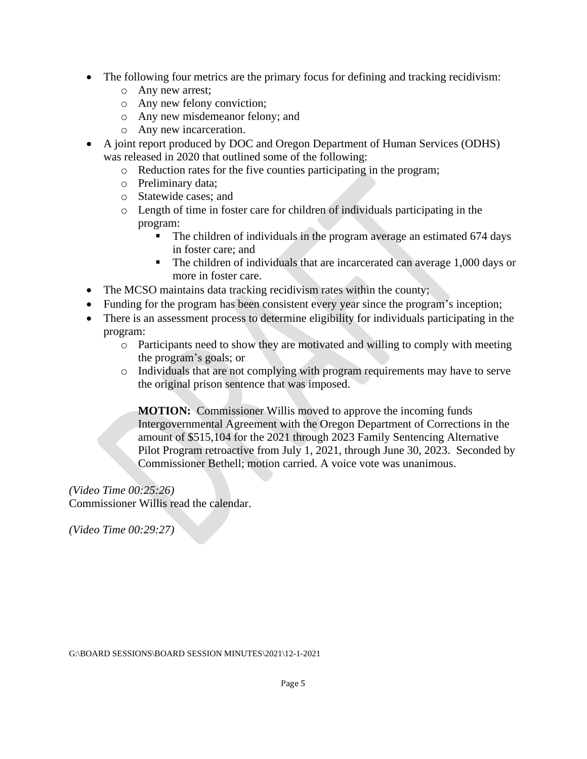- The following four metrics are the primary focus for defining and tracking recidivism:
  - Any new arrest;
  - Any new felony conviction;
  - Any new misdemeanor felony; and
  - Any new incarceration.
- A joint report produced by DOC and Oregon Department of Human Services (ODHS) was released in 2020 that outlined some of the following:
  - Reduction rates for the five counties participating in the program;
  - Preliminary data;
  - Statewide cases; and
  - Length of time in foster care for children of individuals participating in the program:
    - The children of individuals in the program average an estimated 674 days in foster care; and
    - The children of individuals that are incarcerated can average 1,000 days or more in foster care.
- The MCSO maintains data tracking recidivism rates within the county;
- Funding for the program has been consistent every year since the program's inception;
- There is an assessment process to determine eligibility for individuals participating in the program:
  - Participants need to show they are motivated and willing to comply with meeting the program's goals; or
  - Individuals that are not complying with program requirements may have to serve the original prison sentence that was imposed.

  **MOTION:** Commissioner Willis moved to approve the incoming funds Intergovernmental Agreement with the Oregon Department of Corrections in the amount of $515,104 for the 2021 through 2023 Family Sentencing Alternative Pilot Program retroactive from July 1, 2021, through June 30, 2023. Seconded by Commissioner Bethell; motion carried. A voice vote was unanimous.

*(Video Time 00:25:26)*
Commissioner Willis read the calendar.

*(Video Time 00:29:27)*

G:\BOARD SESSIONS\BOARD SESSION MINUTES\2021\12-1-2021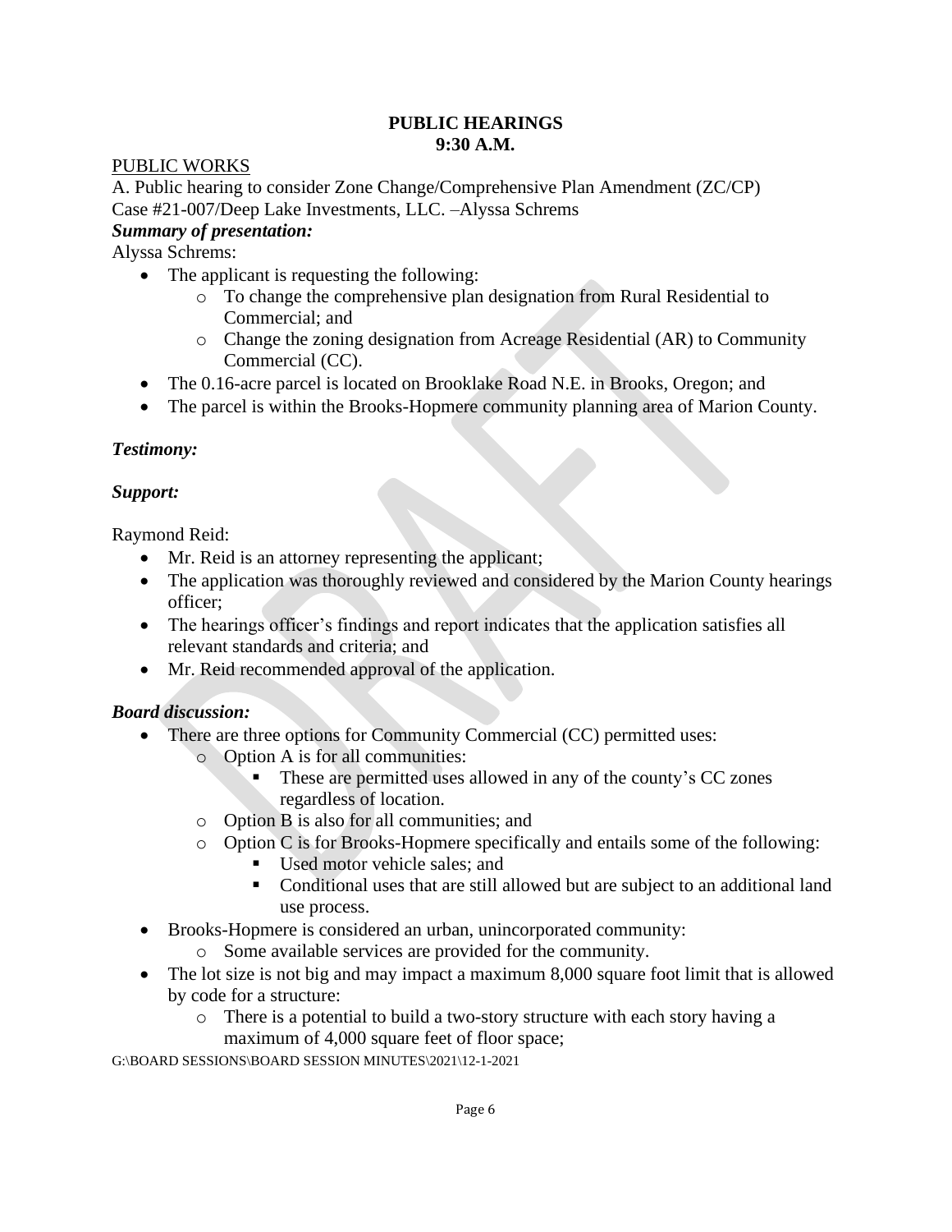**PUBLIC HEARINGS**
**9:30 A.M.**

PUBLIC WORKS

A. Public hearing to consider Zone Change/Comprehensive Plan Amendment (ZC/CP) Case #21-007/Deep Lake Investments, LLC. –Alyssa Schrems

***Summary of presentation:***

Alyssa Schrems:

- The applicant is requesting the following:
  - To change the comprehensive plan designation from Rural Residential to Commercial; and
  - Change the zoning designation from Acreage Residential (AR) to Community Commercial (CC).
- The 0.16-acre parcel is located on Brooklake Road N.E. in Brooks, Oregon; and
- The parcel is within the Brooks-Hopmere community planning area of Marion County.

***Testimony:***

***Support:***

Raymond Reid:

- Mr. Reid is an attorney representing the applicant;
- The application was thoroughly reviewed and considered by the Marion County hearings officer;
- The hearings officer's findings and report indicates that the application satisfies all relevant standards and criteria; and
- Mr. Reid recommended approval of the application.

***Board discussion:***

- There are three options for Community Commercial (CC) permitted uses:
  - Option A is for all communities:
    - These are permitted uses allowed in any of the county's CC zones regardless of location.
  - Option B is also for all communities; and
  - Option C is for Brooks-Hopmere specifically and entails some of the following:
    - Used motor vehicle sales; and
    - Conditional uses that are still allowed but are subject to an additional land use process.
- Brooks-Hopmere is considered an urban, unincorporated community:
  - Some available services are provided for the community.
- The lot size is not big and may impact a maximum 8,000 square foot limit that is allowed by code for a structure:
  - There is a potential to build a two-story structure with each story having a maximum of 4,000 square feet of floor space;

G:\BOARD SESSIONS\BOARD SESSION MINUTES\2021\12-1-2021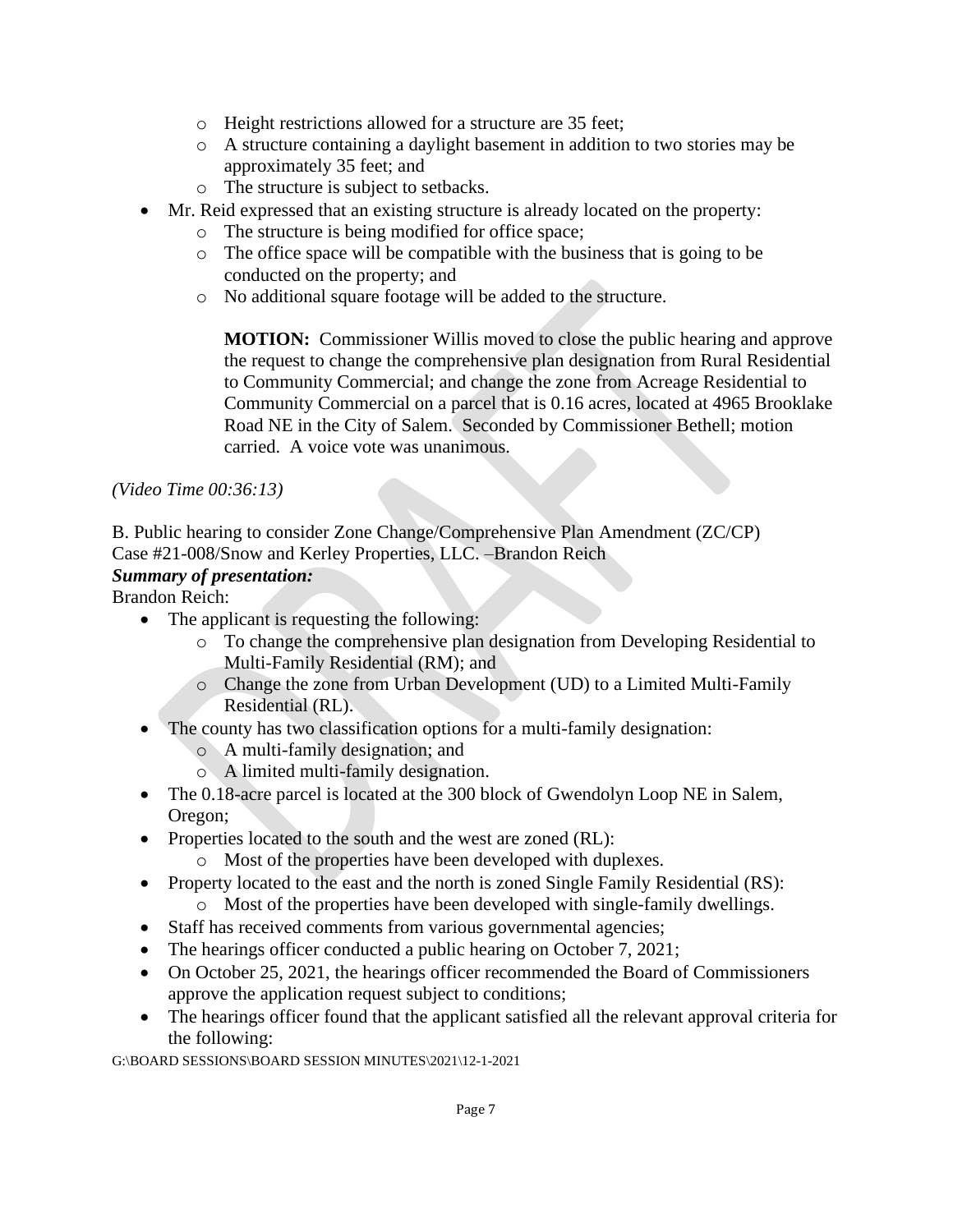- Height restrictions allowed for a structure are 35 feet;
  - A structure containing a daylight basement in addition to two stories may be approximately 35 feet; and
  - The structure is subject to setbacks.
- Mr. Reid expressed that an existing structure is already located on the property:
  - The structure is being modified for office space;
  - The office space will be compatible with the business that is going to be conducted on the property; and
  - No additional square footage will be added to the structure.

> **MOTION:** Commissioner Willis moved to close the public hearing and approve the request to change the comprehensive plan designation from Rural Residential to Community Commercial; and change the zone from Acreage Residential to Community Commercial on a parcel that is 0.16 acres, located at 4965 Brooklake Road NE in the City of Salem. Seconded by Commissioner Bethell; motion carried. A voice vote was unanimous.

*(Video Time 00:36:13)*

B. Public hearing to consider Zone Change/Comprehensive Plan Amendment (ZC/CP) Case #21-008/Snow and Kerley Properties, LLC. –Brandon Reich

***Summary of presentation:***

Brandon Reich:

- The applicant is requesting the following:
  - To change the comprehensive plan designation from Developing Residential to Multi-Family Residential (RM); and
  - Change the zone from Urban Development (UD) to a Limited Multi-Family Residential (RL).
- The county has two classification options for a multi-family designation:
  - A multi-family designation; and
  - A limited multi-family designation.
- The 0.18-acre parcel is located at the 300 block of Gwendolyn Loop NE in Salem, Oregon;
- Properties located to the south and the west are zoned (RL):
  - Most of the properties have been developed with duplexes.
- Property located to the east and the north is zoned Single Family Residential (RS):
  - Most of the properties have been developed with single-family dwellings.
- Staff has received comments from various governmental agencies;
- The hearings officer conducted a public hearing on October 7, 2021;
- On October 25, 2021, the hearings officer recommended the Board of Commissioners approve the application request subject to conditions;
- The hearings officer found that the applicant satisfied all the relevant approval criteria for the following: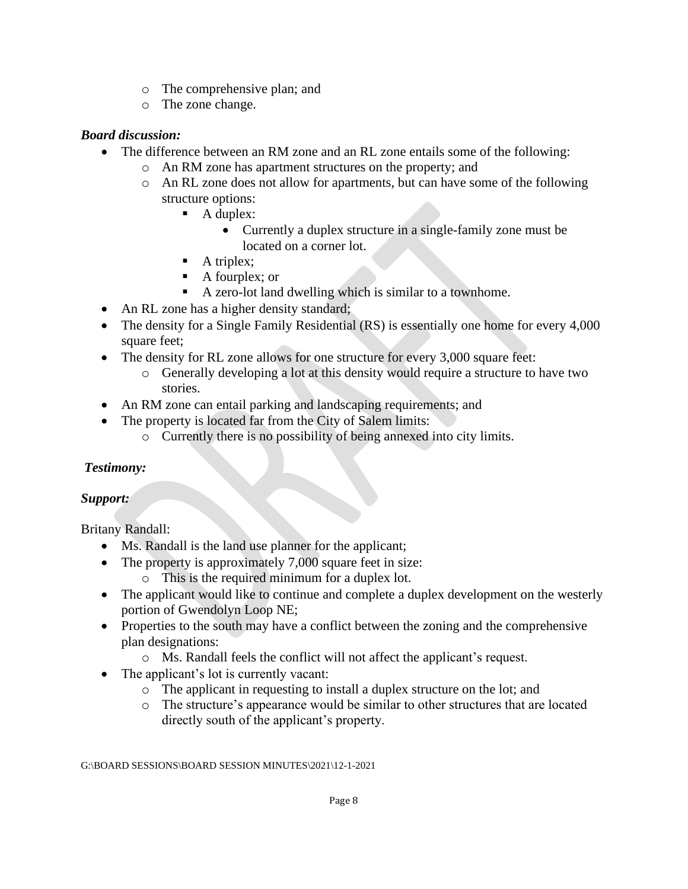- The comprehensive plan; and
  - The zone change.

***Board discussion:***

- The difference between an RM zone and an RL zone entails some of the following:
  - An RM zone has apartment structures on the property; and
  - An RL zone does not allow for apartments, but can have some of the following structure options:
    - A duplex:
      - Currently a duplex structure in a single-family zone must be located on a corner lot.
    - A triplex;
    - A fourplex; or
    - A zero-lot land dwelling which is similar to a townhome.
- An RL zone has a higher density standard;
- The density for a Single Family Residential (RS) is essentially one home for every 4,000 square feet;
- The density for RL zone allows for one structure for every 3,000 square feet:
  - Generally developing a lot at this density would require a structure to have two stories.
- An RM zone can entail parking and landscaping requirements; and
- The property is located far from the City of Salem limits:
  - Currently there is no possibility of being annexed into city limits.

***Testimony:***

***Support:***

Britany Randall:

- Ms. Randall is the land use planner for the applicant;
- The property is approximately 7,000 square feet in size:
  - This is the required minimum for a duplex lot.
- The applicant would like to continue and complete a duplex development on the westerly portion of Gwendolyn Loop NE;
- Properties to the south may have a conflict between the zoning and the comprehensive plan designations:
  - Ms. Randall feels the conflict will not affect the applicant's request.
- The applicant's lot is currently vacant:
  - The applicant in requesting to install a duplex structure on the lot; and
  - The structure's appearance would be similar to other structures that are located directly south of the applicant's property.

G:\BOARD SESSIONS\BOARD SESSION MINUTES\2021\12-1-2021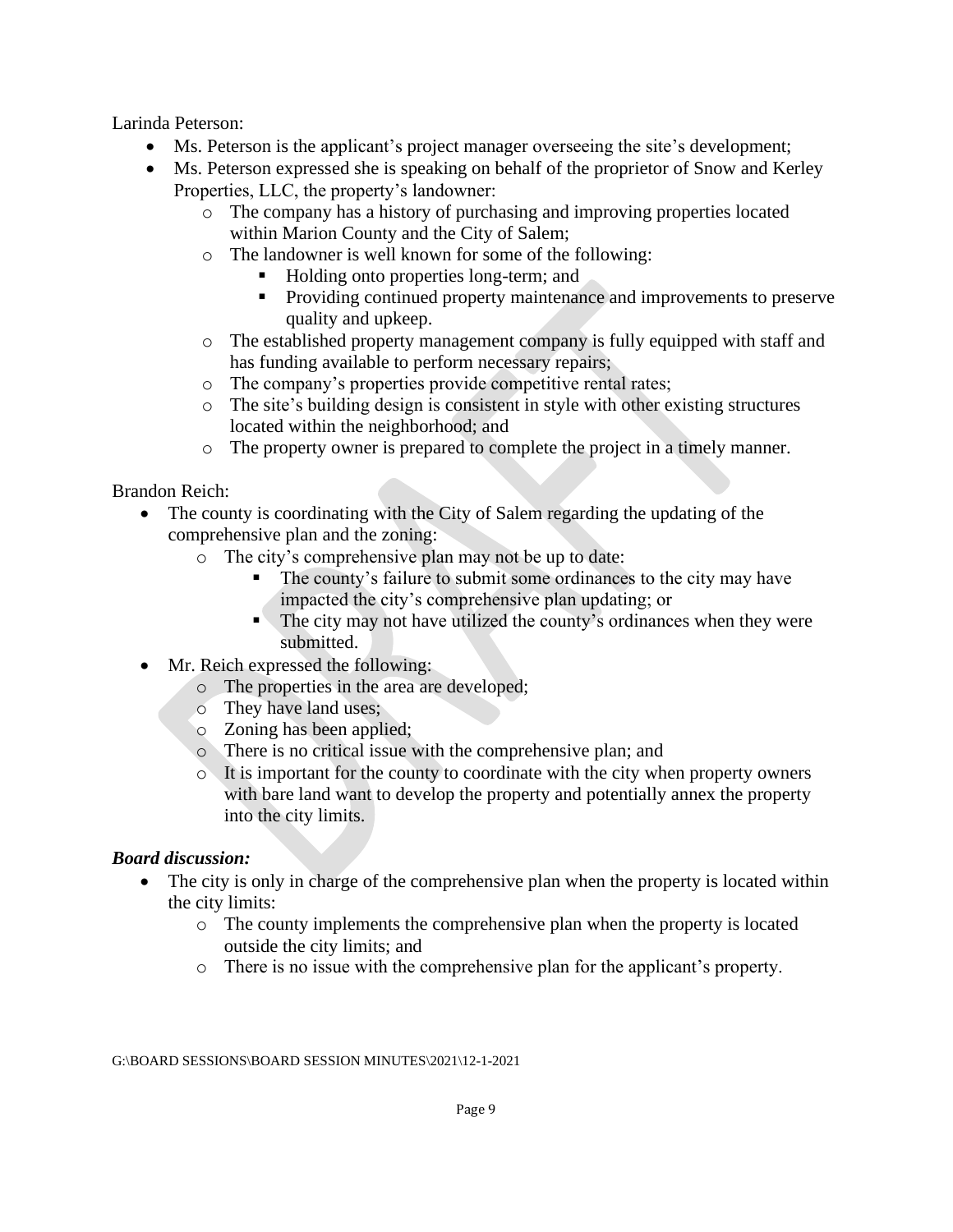Larinda Peterson:

- Ms. Peterson is the applicant's project manager overseeing the site's development;
- Ms. Peterson expressed she is speaking on behalf of the proprietor of Snow and Kerley Properties, LLC, the property's landowner:
  - The company has a history of purchasing and improving properties located within Marion County and the City of Salem;
  - The landowner is well known for some of the following:
    - Holding onto properties long-term; and
    - Providing continued property maintenance and improvements to preserve quality and upkeep.
  - The established property management company is fully equipped with staff and has funding available to perform necessary repairs;
  - The company's properties provide competitive rental rates;
  - The site's building design is consistent in style with other existing structures located within the neighborhood; and
  - The property owner is prepared to complete the project in a timely manner.

Brandon Reich:

- The county is coordinating with the City of Salem regarding the updating of the comprehensive plan and the zoning:
  - The city's comprehensive plan may not be up to date:
    - The county's failure to submit some ordinances to the city may have impacted the city's comprehensive plan updating; or
    - The city may not have utilized the county's ordinances when they were submitted.
- Mr. Reich expressed the following:
  - The properties in the area are developed;
  - They have land uses;
  - Zoning has been applied;
  - There is no critical issue with the comprehensive plan; and
  - It is important for the county to coordinate with the city when property owners with bare land want to develop the property and potentially annex the property into the city limits.

***Board discussion:***

- The city is only in charge of the comprehensive plan when the property is located within the city limits:
  - The county implements the comprehensive plan when the property is located outside the city limits; and
  - There is no issue with the comprehensive plan for the applicant's property.

G:\BOARD SESSIONS\BOARD SESSION MINUTES\2021\12-1-2021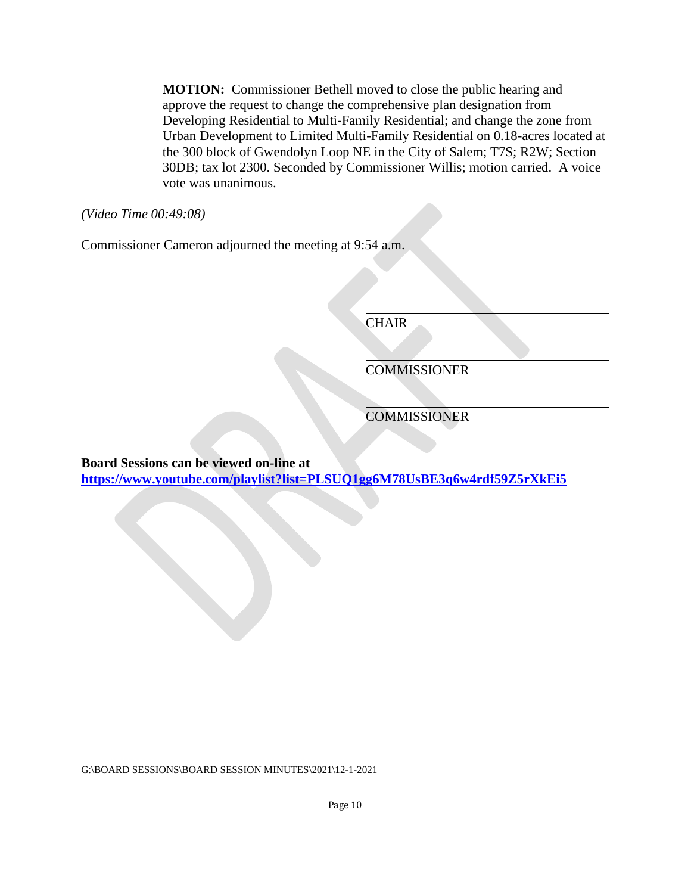**MOTION:** Commissioner Bethell moved to close the public hearing and approve the request to change the comprehensive plan designation from Developing Residential to Multi-Family Residential; and change the zone from Urban Development to Limited Multi-Family Residential on 0.18-acres located at the 300 block of Gwendolyn Loop NE in the City of Salem; T7S; R2W; Section 30DB; tax lot 2300. Seconded by Commissioner Willis; motion carried. A voice vote was unanimous.

*(Video Time 00:49:08)*

Commissioner Cameron adjourned the meeting at 9:54 a.m.

\_\_\_\_\_\_\_\_\_\_\_\_\_\_\_\_\_\_\_\_\_\_\_\_\_\_\_\_\_\_\_\_\_\_\_\_
CHAIR

\_\_\_\_\_\_\_\_\_\_\_\_\_\_\_\_\_\_\_\_\_\_\_\_\_\_\_\_\_\_\_\_\_\_\_\_
COMMISSIONER

\_\_\_\_\_\_\_\_\_\_\_\_\_\_\_\_\_\_\_\_\_\_\_\_\_\_\_\_\_\_\_\_\_\_\_\_
COMMISSIONER

**Board Sessions can be viewed on-line at**
**https://www.youtube.com/playlist?list=PLSUQ1gg6M78UsBE3q6w4rdf59Z5rXkEi5**

G:\BOARD SESSIONS\BOARD SESSION MINUTES\2021\12-1-2021